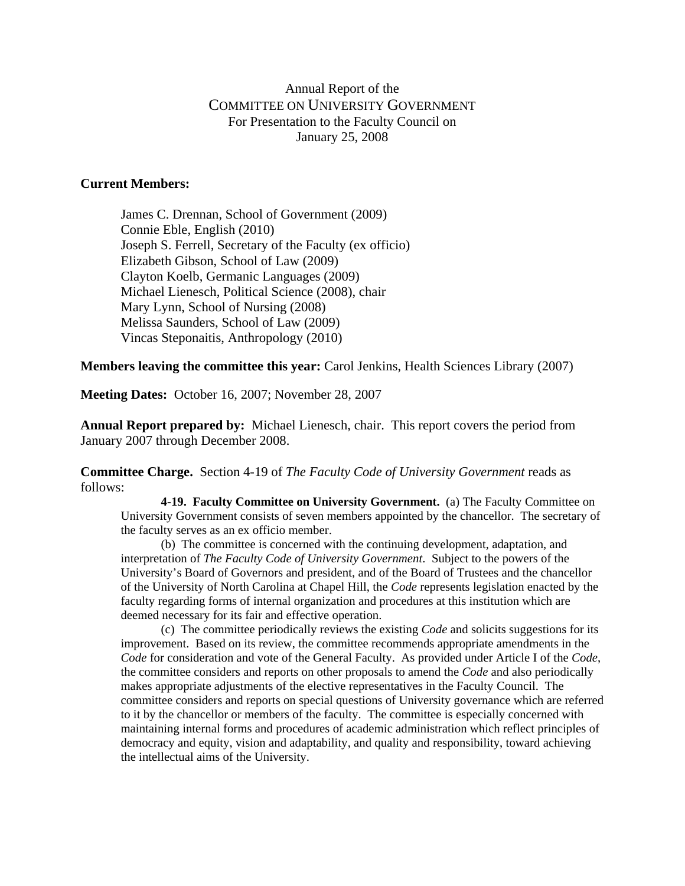# Annual Report of the COMMITTEE ON UNIVERSITY GOVERNMENT

For Presentation to the Faculty Council on
January 25, 2008

**Current Members:**

James C. Drennan, School of Government (2009)
Connie Eble, English (2010)
Joseph S. Ferrell, Secretary of the Faculty (ex officio)
Elizabeth Gibson, School of Law (2009)
Clayton Koelb, Germanic Languages (2009)
Michael Lienesch, Political Science (2008), chair
Mary Lynn, School of Nursing (2008)
Melissa Saunders, School of Law (2009)
Vincas Steponaitis, Anthropology (2010)

**Members leaving the committee this year:** Carol Jenkins, Health Sciences Library (2007)

**Meeting Dates:** October 16, 2007; November 28, 2007

**Annual Report prepared by:** Michael Lienesch, chair. This report covers the period from January 2007 through December 2008.

**Committee Charge.** Section 4-19 of *The Faculty Code of University Government* reads as follows:

> **4-19. Faculty Committee on University Government.** (a) The Faculty Committee on University Government consists of seven members appointed by the chancellor. The secretary of the faculty serves as an ex officio member.
>
> (b) The committee is concerned with the continuing development, adaptation, and interpretation of *The Faculty Code of University Government*. Subject to the powers of the University's Board of Governors and president, and of the Board of Trustees and the chancellor of the University of North Carolina at Chapel Hill, the *Code* represents legislation enacted by the faculty regarding forms of internal organization and procedures at this institution which are deemed necessary for its fair and effective operation.
>
> (c) The committee periodically reviews the existing *Code* and solicits suggestions for its improvement. Based on its review, the committee recommends appropriate amendments in the *Code* for consideration and vote of the General Faculty. As provided under Article I of the *Code*, the committee considers and reports on other proposals to amend the *Code* and also periodically makes appropriate adjustments of the elective representatives in the Faculty Council. The committee considers and reports on special questions of University governance which are referred to it by the chancellor or members of the faculty. The committee is especially concerned with maintaining internal forms and procedures of academic administration which reflect principles of democracy and equity, vision and adaptability, and quality and responsibility, toward achieving the intellectual aims of the University.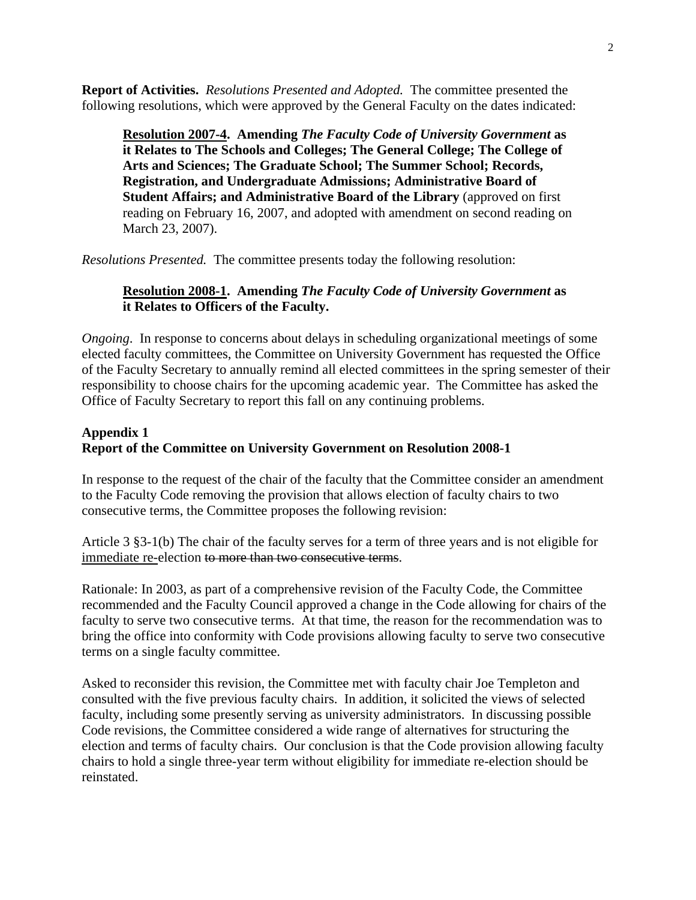**Report of Activities.** *Resolutions Presented and Adopted.* The committee presented the following resolutions, which were approved by the General Faculty on the dates indicated:

> **<u>Resolution 2007-4</u>. Amending *The Faculty Code of University Government* as it Relates to The Schools and Colleges; The General College; The College of Arts and Sciences; The Graduate School; The Summer School; Records, Registration, and Undergraduate Admissions; Administrative Board of Student Affairs; and Administrative Board of the Library** (approved on first reading on February 16, 2007, and adopted with amendment on second reading on March 23, 2007).

*Resolutions Presented.* The committee presents today the following resolution:

> **<u>Resolution 2008-1</u>. Amending *The Faculty Code of University Government* as it Relates to Officers of the Faculty.**

*Ongoing*. In response to concerns about delays in scheduling organizational meetings of some elected faculty committees, the Committee on University Government has requested the Office of the Faculty Secretary to annually remind all elected committees in the spring semester of their responsibility to choose chairs for the upcoming academic year. The Committee has asked the Office of Faculty Secretary to report this fall on any continuing problems.

## Appendix 1
## Report of the Committee on University Government on Resolution 2008-1

In response to the request of the chair of the faculty that the Committee consider an amendment to the Faculty Code removing the provision that allows election of faculty chairs to two consecutive terms, the Committee proposes the following revision:

Article 3 §3-1(b) The chair of the faculty serves for a term of three years and is not eligible for <u>immediate re-</u>election ~~to more than two consecutive terms~~.

Rationale: In 2003, as part of a comprehensive revision of the Faculty Code, the Committee recommended and the Faculty Council approved a change in the Code allowing for chairs of the faculty to serve two consecutive terms. At that time, the reason for the recommendation was to bring the office into conformity with Code provisions allowing faculty to serve two consecutive terms on a single faculty committee.

Asked to reconsider this revision, the Committee met with faculty chair Joe Templeton and consulted with the five previous faculty chairs. In addition, it solicited the views of selected faculty, including some presently serving as university administrators. In discussing possible Code revisions, the Committee considered a wide range of alternatives for structuring the election and terms of faculty chairs. Our conclusion is that the Code provision allowing faculty chairs to hold a single three-year term without eligibility for immediate re-election should be reinstated.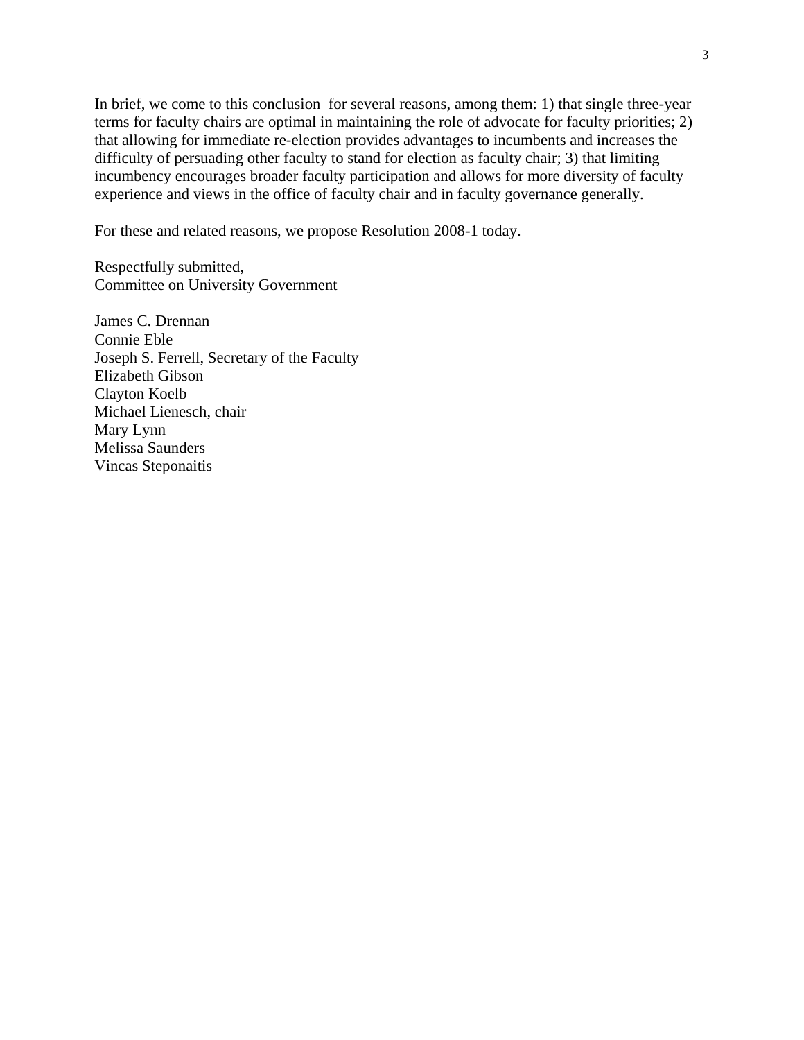In brief, we come to this conclusion for several reasons, among them: 1) that single three-year terms for faculty chairs are optimal in maintaining the role of advocate for faculty priorities; 2) that allowing for immediate re-election provides advantages to incumbents and increases the difficulty of persuading other faculty to stand for election as faculty chair; 3) that limiting incumbency encourages broader faculty participation and allows for more diversity of faculty experience and views in the office of faculty chair and in faculty governance generally.

For these and related reasons, we propose Resolution 2008-1 today.

Respectfully submitted,
Committee on University Government

James C. Drennan
Connie Eble
Joseph S. Ferrell, Secretary of the Faculty
Elizabeth Gibson
Clayton Koelb
Michael Lienesch, chair
Mary Lynn
Melissa Saunders
Vincas Steponaitis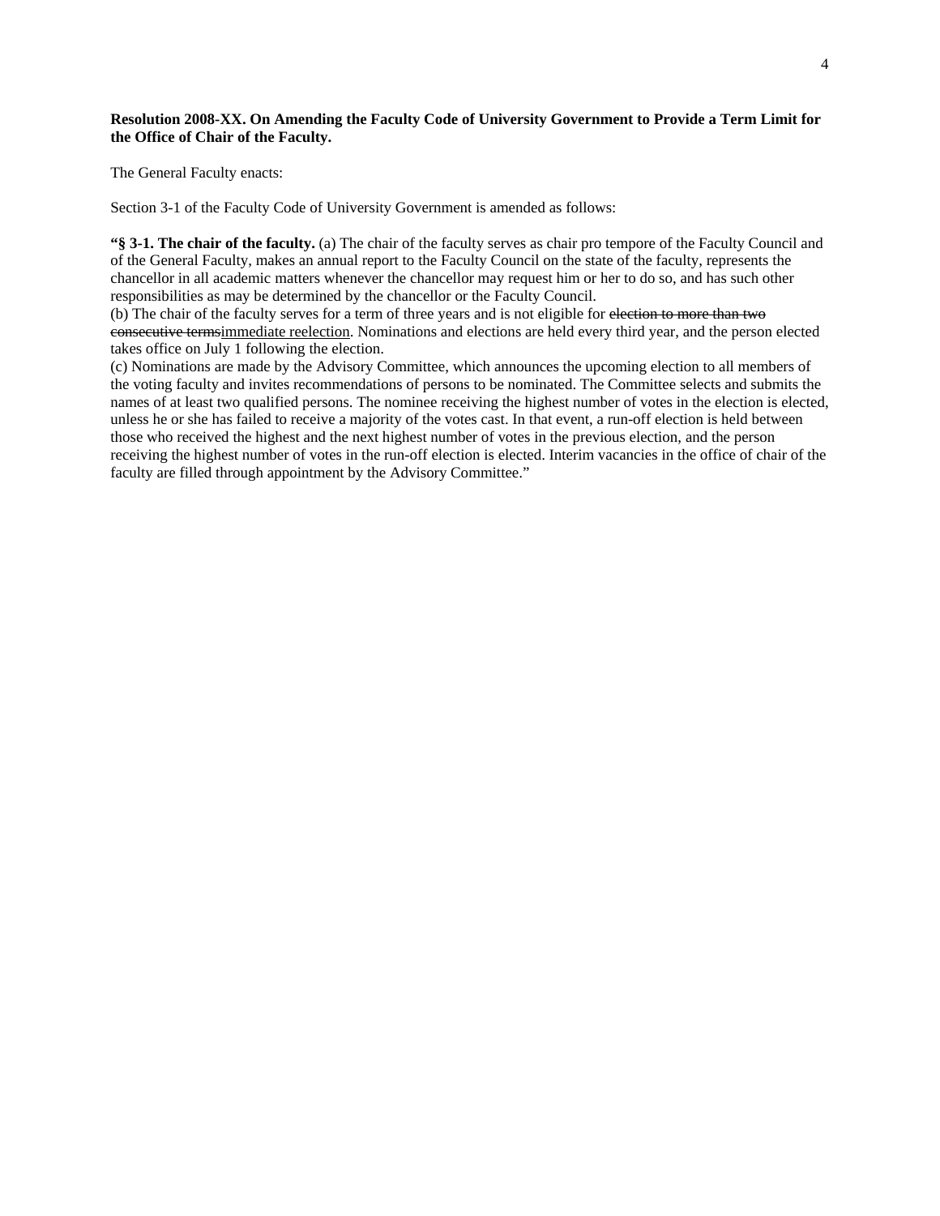**Resolution 2008-XX. On Amending the Faculty Code of University Government to Provide a Term Limit for the Office of Chair of the Faculty.**

The General Faculty enacts:

Section 3-1 of the Faculty Code of University Government is amended as follows:

**"§ 3-1. The chair of the faculty.** (a) The chair of the faculty serves as chair pro tempore of the Faculty Council and of the General Faculty, makes an annual report to the Faculty Council on the state of the faculty, represents the chancellor in all academic matters whenever the chancellor may request him or her to do so, and has such other responsibilities as may be determined by the chancellor or the Faculty Council.
(b) The chair of the faculty serves for a term of three years and is not eligible for ~~election to more than two consecutive terms~~<u>immediate reelection</u>. Nominations and elections are held every third year, and the person elected takes office on July 1 following the election.
(c) Nominations are made by the Advisory Committee, which announces the upcoming election to all members of the voting faculty and invites recommendations of persons to be nominated. The Committee selects and submits the names of at least two qualified persons. The nominee receiving the highest number of votes in the election is elected, unless he or she has failed to receive a majority of the votes cast. In that event, a run-off election is held between those who received the highest and the next highest number of votes in the previous election, and the person receiving the highest number of votes in the run-off election is elected. Interim vacancies in the office of chair of the faculty are filled through appointment by the Advisory Committee."